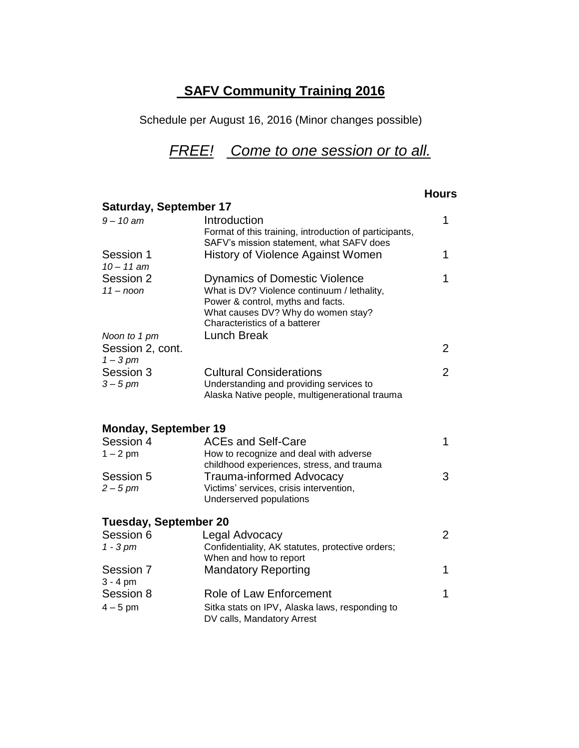# SAFV Community Training 2016

Schedule per August 16, 2016 (Minor changes possible)

## *FREE! Come to one session or to all.*

| | | Hours |
|---|---|---|
| **Saturday, September 17** | | |
| *9 – 10 am* | Introduction<br>Format of this training, introduction of participants, SAFV's mission statement, what SAFV does | 1 |
| Session 1<br>*10 – 11 am* | History of Violence Against Women | 1 |
| Session 2<br>*11 – noon* | Dynamics of Domestic Violence<br>What is DV? Violence continuum / lethality, Power & control, myths and facts.<br>What causes DV? Why do women stay?<br>Characteristics of a batterer | 1 |
| *Noon to 1 pm* | Lunch Break | |
| Session 2, cont.<br>*1 – 3 pm* | | 2 |
| Session 3<br>*3 – 5 pm* | Cultural Considerations<br>Understanding and providing services to Alaska Native people, multigenerational trauma | 2 |
| **Monday, September 19** | | |
| Session 4<br>1 – 2 pm | ACEs and Self-Care<br>How to recognize and deal with adverse childhood experiences, stress, and trauma | 1 |
| Session 5<br>*2 – 5 pm* | Trauma-informed Advocacy<br>Victims' services, crisis intervention, Underserved populations | 3 |
| **Tuesday, September 20** | | |
| Session 6<br>*1 - 3 pm* | Legal Advocacy<br>Confidentiality, AK statutes, protective orders; When and how to report | 2 |
| Session 7<br>3 - 4 pm | Mandatory Reporting | 1 |
| Session 8<br>4 – 5 pm | Role of Law Enforcement<br>Sitka stats on IPV, Alaska laws, responding to DV calls, Mandatory Arrest | 1 |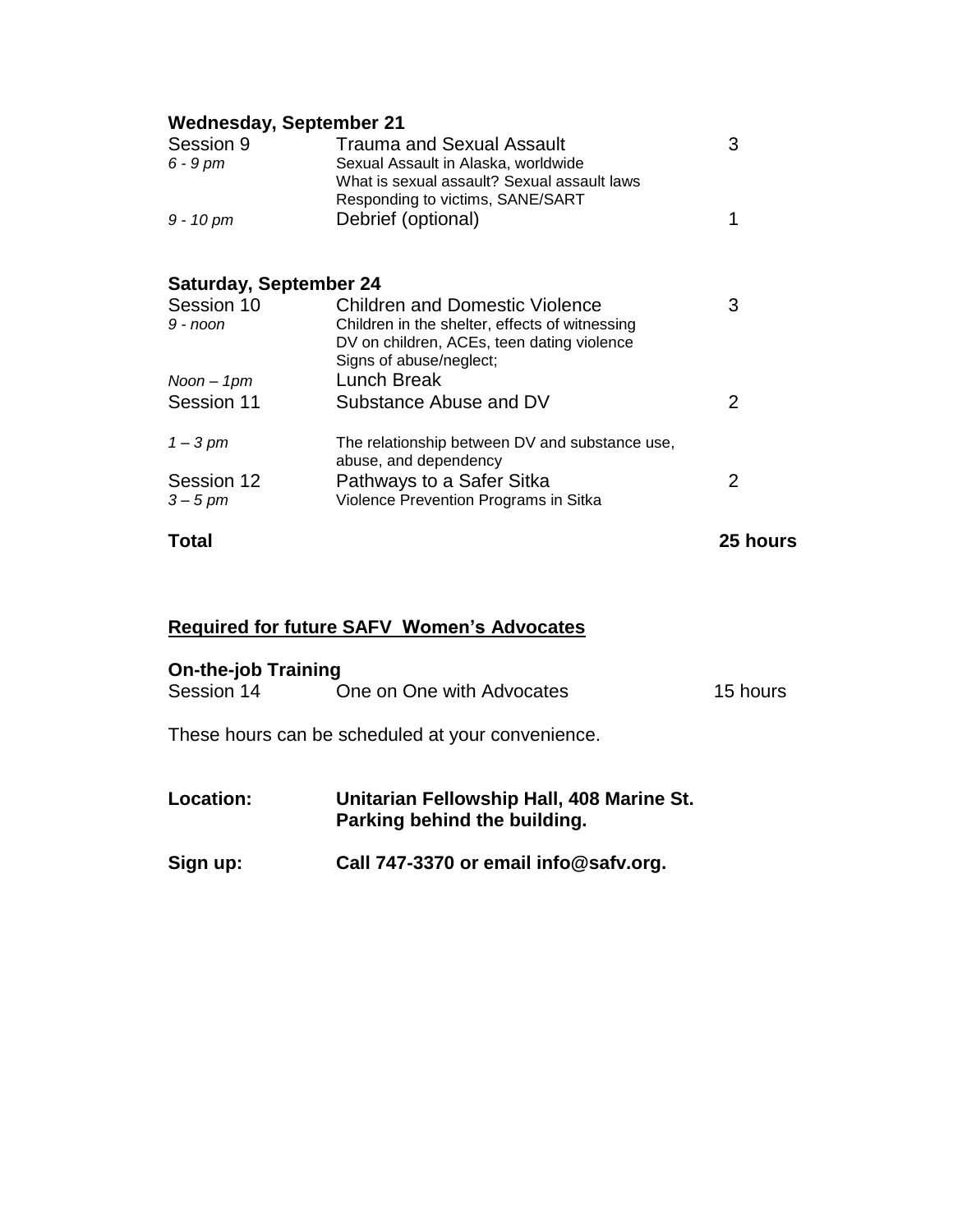**Wednesday, September 21**

| | | |
|---|---|---|
| Session 9<br>*6 - 9 pm* | Trauma and Sexual Assault<br>Sexual Assault in Alaska, worldwide<br>What is sexual assault? Sexual assault laws<br>Responding to victims, SANE/SART | 3 |
| *9 - 10 pm* | Debrief (optional) | 1 |

**Saturday, September 24**

| | | |
|---|---|---|
| Session 10<br>*9 - noon* | Children and Domestic Violence<br>Children in the shelter, effects of witnessing DV on children, ACEs, teen dating violence<br>Signs of abuse/neglect; | 3 |
| *Noon – 1pm* | Lunch Break | |
| Session 11<br>*1 – 3 pm* | Substance Abuse and DV<br>The relationship between DV and substance use, abuse, and dependency | 2 |
| Session 12<br>*3 – 5 pm* | Pathways to a Safer Sitka<br>Violence Prevention Programs in Sitka | 2 |
| **Total** | | **25 hours** |

**Required for future SAFV Women's Advocates**

**On-the-job Training**

| | | |
|---|---|---|
| Session 14 | One on One with Advocates | 15 hours |

These hours can be scheduled at your convenience.

**Location:** **Unitarian Fellowship Hall, 408 Marine St. Parking behind the building.**

**Sign up:** **Call 747-3370 or email info@safv.org.**